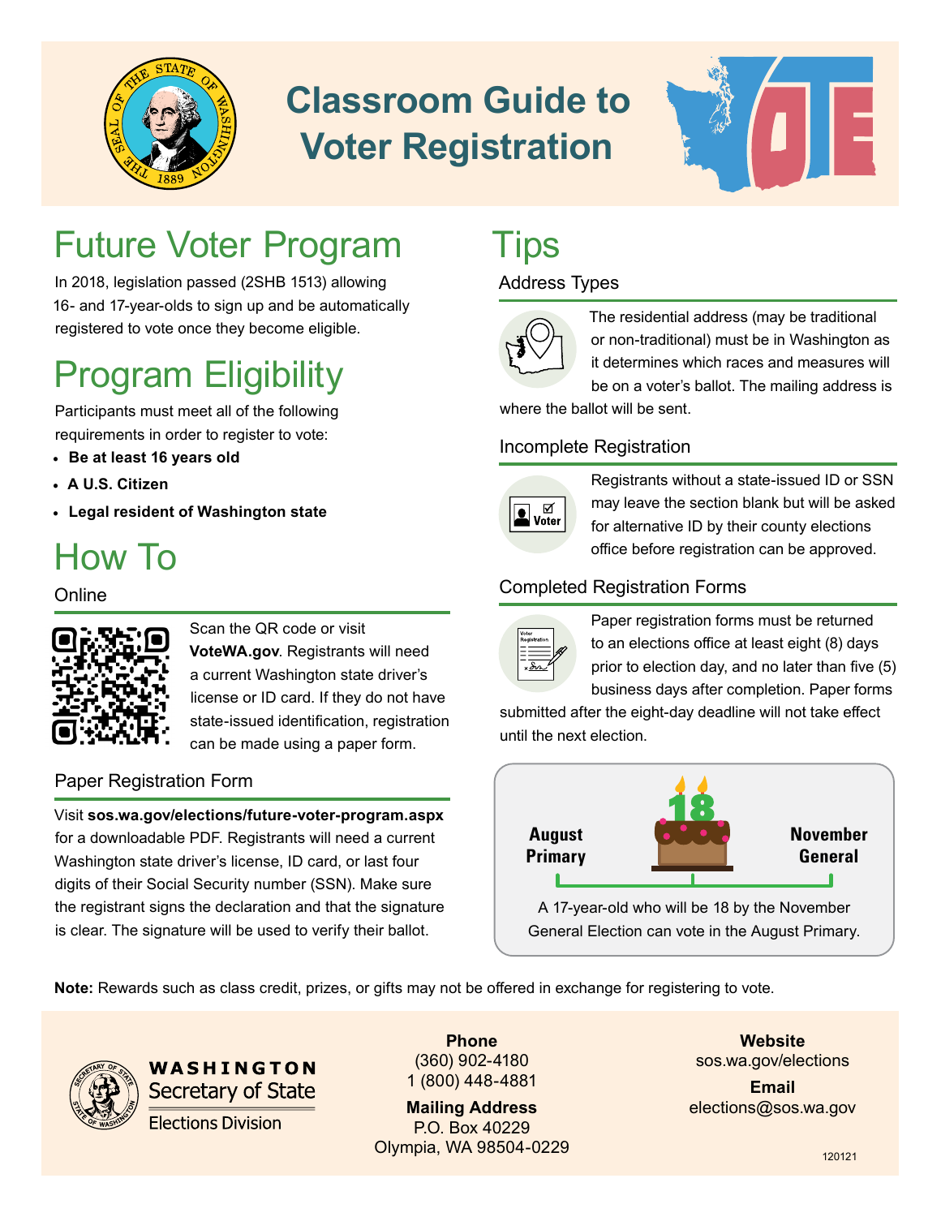# Classroom Guide to Voter Registration

## Future Voter Program

In 2018, legislation passed (2SHB 1513) allowing 16- and 17-year-olds to sign up and be automatically registered to vote once they become eligible.

## Program Eligibility

Participants must meet all of the following requirements in order to register to vote:

- **Be at least 16 years old**
- **A U.S. Citizen**
- **Legal resident of Washington state**

## How To

### Online

Scan the QR code or visit **VoteWA.gov**. Registrants will need a current Washington state driver's license or ID card. If they do not have state-issued identification, registration can be made using a paper form.

### Paper Registration Form

Visit **sos.wa.gov/elections/future-voter-program.aspx** for a downloadable PDF. Registrants will need a current Washington state driver's license, ID card, or last four digits of their Social Security number (SSN). Make sure the registrant signs the declaration and that the signature is clear. The signature will be used to verify their ballot.

## Tips

### Address Types

The residential address (may be traditional or non-traditional) must be in Washington as it determines which races and measures will be on a voter's ballot. The mailing address is where the ballot will be sent.

### Incomplete Registration

Registrants without a state-issued ID or SSN may leave the section blank but will be asked for alternative ID by their county elections office before registration can be approved.

### Completed Registration Forms

Paper registration forms must be returned to an elections office at least eight (8) days prior to election day, and no later than five (5) business days after completion. Paper forms submitted after the eight-day deadline will not take effect until the next election.

**August Primary** — 18 — **November General**

A 17-year-old who will be 18 by the November General Election can vote in the August Primary.

**Note:** Rewards such as class credit, prizes, or gifts may not be offered in exchange for registering to vote.

WASHINGTON Secretary of State
Elections Division

**Phone**
(360) 902-4180
1 (800) 448-4881

**Mailing Address**
P.O. Box 40229
Olympia, WA 98504-0229

**Website**
sos.wa.gov/elections

**Email**
elections@sos.wa.gov

120121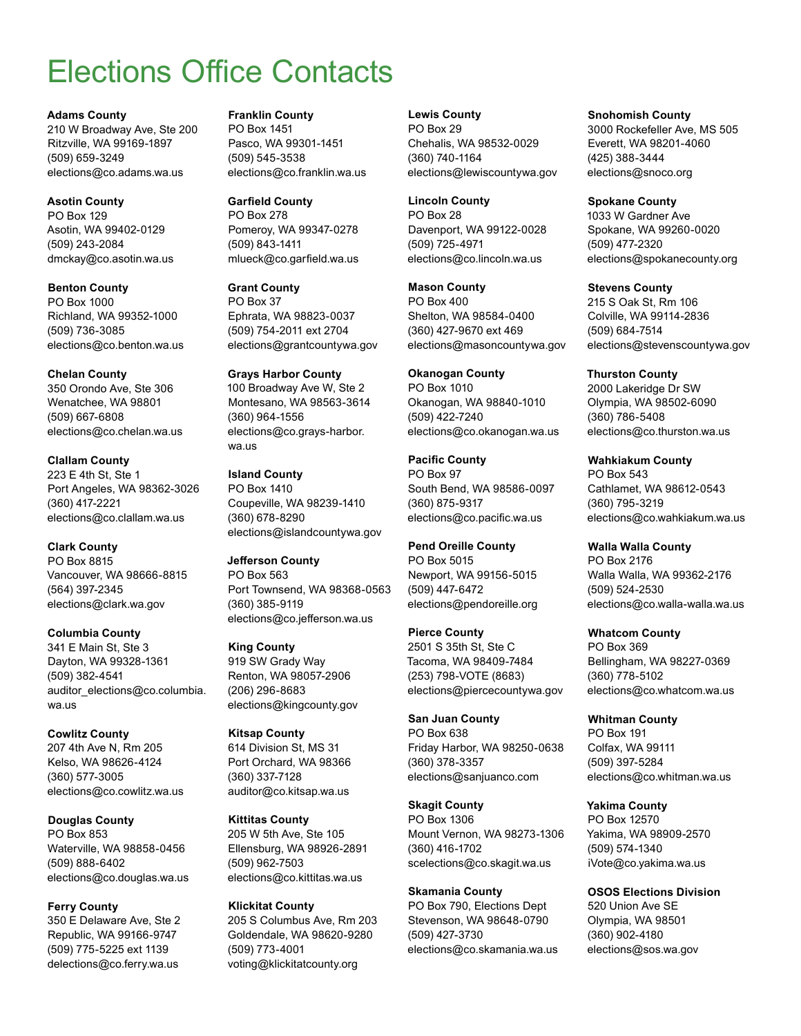# Elections Office Contacts

**Adams County**
210 W Broadway Ave, Ste 200
Ritzville, WA 99169-1897
(509) 659-3249
elections@co.adams.wa.us

**Asotin County**
PO Box 129
Asotin, WA 99402-0129
(509) 243-2084
dmckay@co.asotin.wa.us

**Benton County**
PO Box 1000
Richland, WA 99352-1000
(509) 736-3085
elections@co.benton.wa.us

**Chelan County**
350 Orondo Ave, Ste 306
Wenatchee, WA 98801
(509) 667-6808
elections@co.chelan.wa.us

**Clallam County**
223 E 4th St, Ste 1
Port Angeles, WA 98362-3026
(360) 417-2221
elections@co.clallam.wa.us

**Clark County**
PO Box 8815
Vancouver, WA 98666-8815
(564) 397-2345
elections@clark.wa.gov

**Columbia County**
341 E Main St, Ste 3
Dayton, WA 99328-1361
(509) 382-4541
auditor_elections@co.columbia.wa.us

**Cowlitz County**
207 4th Ave N, Rm 205
Kelso, WA 98626-4124
(360) 577-3005
elections@co.cowlitz.wa.us

**Douglas County**
PO Box 853
Waterville, WA 98858-0456
(509) 888-6402
elections@co.douglas.wa.us

**Ferry County**
350 E Delaware Ave, Ste 2
Republic, WA 99166-9747
(509) 775-5225 ext 1139
delections@co.ferry.wa.us

**Franklin County**
PO Box 1451
Pasco, WA 99301-1451
(509) 545-3538
elections@co.franklin.wa.us

**Garfield County**
PO Box 278
Pomeroy, WA 99347-0278
(509) 843-1411
mlueck@co.garfield.wa.us

**Grant County**
PO Box 37
Ephrata, WA 98823-0037
(509) 754-2011 ext 2704
elections@grantcountywa.gov

**Grays Harbor County**
100 Broadway Ave W, Ste 2
Montesano, WA 98563-3614
(360) 964-1556
elections@co.grays-harbor.wa.us

**Island County**
PO Box 1410
Coupeville, WA 98239-1410
(360) 678-8290
elections@islandcountywa.gov

**Jefferson County**
PO Box 563
Port Townsend, WA 98368-0563
(360) 385-9119
elections@co.jefferson.wa.us

**King County**
919 SW Grady Way
Renton, WA 98057-2906
(206) 296-8683
elections@kingcounty.gov

**Kitsap County**
614 Division St, MS 31
Port Orchard, WA 98366
(360) 337-7128
auditor@co.kitsap.wa.us

**Kittitas County**
205 W 5th Ave, Ste 105
Ellensburg, WA 98926-2891
(509) 962-7503
elections@co.kittitas.wa.us

**Klickitat County**
205 S Columbus Ave, Rm 203
Goldendale, WA 98620-9280
(509) 773-4001
voting@klickitatcounty.org

**Lewis County**
PO Box 29
Chehalis, WA 98532-0029
(360) 740-1164
elections@lewiscountywa.gov

**Lincoln County**
PO Box 28
Davenport, WA 99122-0028
(509) 725-4971
elections@co.lincoln.wa.us

**Mason County**
PO Box 400
Shelton, WA 98584-0400
(360) 427-9670 ext 469
elections@masoncountywa.gov

**Okanogan County**
PO Box 1010
Okanogan, WA 98840-1010
(509) 422-7240
elections@co.okanogan.wa.us

**Pacific County**
PO Box 97
South Bend, WA 98586-0097
(360) 875-9317
elections@co.pacific.wa.us

**Pend Oreille County**
PO Box 5015
Newport, WA 99156-5015
(509) 447-6472
elections@pendoreille.org

**Pierce County**
2501 S 35th St, Ste C
Tacoma, WA 98409-7484
(253) 798-VOTE (8683)
elections@piercecountywa.gov

**San Juan County**
PO Box 638
Friday Harbor, WA 98250-0638
(360) 378-3357
elections@sanjuanco.com

**Skagit County**
PO Box 1306
Mount Vernon, WA 98273-1306
(360) 416-1702
scelections@co.skagit.wa.us

**Skamania County**
PO Box 790, Elections Dept
Stevenson, WA 98648-0790
(509) 427-3730
elections@co.skamania.wa.us

**Snohomish County**
3000 Rockefeller Ave, MS 505
Everett, WA 98201-4060
(425) 388-3444
elections@snoco.org

**Spokane County**
1033 W Gardner Ave
Spokane, WA 99260-0020
(509) 477-2320
elections@spokanecounty.org

**Stevens County**
215 S Oak St, Rm 106
Colville, WA 99114-2836
(509) 684-7514
elections@stevenscountywa.gov

**Thurston County**
2000 Lakeridge Dr SW
Olympia, WA 98502-6090
(360) 786-5408
elections@co.thurston.wa.us

**Wahkiakum County**
PO Box 543
Cathlamet, WA 98612-0543
(360) 795-3219
elections@co.wahkiakum.wa.us

**Walla Walla County**
PO Box 2176
Walla Walla, WA 99362-2176
(509) 524-2530
elections@co.walla-walla.wa.us

**Whatcom County**
PO Box 369
Bellingham, WA 98227-0369
(360) 778-5102
elections@co.whatcom.wa.us

**Whitman County**
PO Box 191
Colfax, WA 99111
(509) 397-5284
elections@co.whitman.wa.us

**Yakima County**
PO Box 12570
Yakima, WA 98909-2570
(509) 574-1340
iVote@co.yakima.wa.us

**OSOS Elections Division**
520 Union Ave SE
Olympia, WA 98501
(360) 902-4180
elections@sos.wa.gov